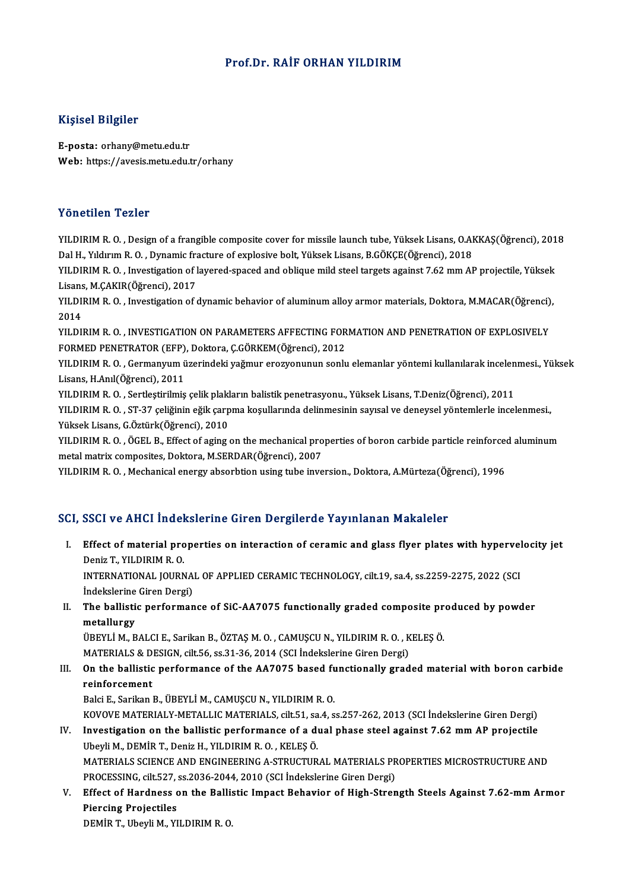# Prof.Dr. RAİF ORHAN YILDIRIM

## Kişisel Bilgiler

**E-posta:** orhany@metu.edu.tr
**Web:** https://avesis.metu.edu.tr/orhany

## Yönetilen Tezler

YILDIRIM R. O. , Design of a frangible composite cover for missile launch tube, Yüksek Lisans, O.AKKAŞ(Öğrenci), 2018

Dal H., Yıldırım R. O. , Dynamic fracture of explosive bolt, Yüksek Lisans, B.GÖKÇE(Öğrenci), 2018

YILDIRIM R. O. , Investigation of layered-spaced and oblique mild steel targets against 7.62 mm AP projectile, Yüksek Lisans, M.ÇAKIR(Öğrenci), 2017

YILDIRIM R. O. , Investigation of dynamic behavior of aluminum alloy armor materials, Doktora, M.MACAR(Öğrenci), 2014

YILDIRIM R. O. , INVESTIGATION ON PARAMETERS AFFECTING FORMATION AND PENETRATION OF EXPLOSIVELY FORMED PENETRATOR (EFP), Doktora, Ç.GÖRKEM(Öğrenci), 2012

YILDIRIM R. O. , Germanyum üzerindeki yağmur erozyonunun sonlu elemanlar yöntemi kullanılarak incelenmesi., Yüksek Lisans, H.Anıl(Öğrenci), 2011

YILDIRIM R. O. , Sertleştirilmiş çelik plakların balistik penetrasyonu., Yüksek Lisans, T.Deniz(Öğrenci), 2011

YILDIRIM R. O. , ST-37 çeliğinin eğik çarpma koşullarında delinmesinin sayısal ve deneysel yöntemlerle incelenmesi., Yüksek Lisans, G.Öztürk(Öğrenci), 2010

YILDIRIM R. O. , ÖGEL B., Effect of aging on the mechanical properties of boron carbide particle reinforced aluminum metal matrix composites, Doktora, M.SERDAR(Öğrenci), 2007

YILDIRIM R. O. , Mechanical energy absorbtion using tube inversion., Doktora, A.Mürteza(Öğrenci), 1996

## SCI, SSCI ve AHCI İndekslerine Giren Dergilerde Yayınlanan Makaleler

I. **Effect of material properties on interaction of ceramic and glass flyer plates with hypervelocity jet**
Deniz T., YILDIRIM R. O.
INTERNATIONAL JOURNAL OF APPLIED CERAMIC TECHNOLOGY, cilt.19, sa.4, ss.2259-2275, 2022 (SCI İndekslerine Giren Dergi)

II. **The ballistic performance of SiC-AA7075 functionally graded composite produced by powder metallurgy**
ÜBEYLİ M., BALCI E., Sarikan B., ÖZTAŞ M. O. , CAMUŞCU N., YILDIRIM R. O. , KELEŞ Ö.
MATERIALS & DESIGN, cilt.56, ss.31-36, 2014 (SCI İndekslerine Giren Dergi)

III. **On the ballistic performance of the AA7075 based functionally graded material with boron carbide reinforcement**
Balci E., Sarikan B., ÜBEYLİ M., CAMUŞCU N., YILDIRIM R. O.
KOVOVE MATERIALY-METALLIC MATERIALS, cilt.51, sa.4, ss.257-262, 2013 (SCI İndekslerine Giren Dergi)

IV. **Investigation on the ballistic performance of a dual phase steel against 7.62 mm AP projectile**
Ubeyli M., DEMİR T., Deniz H., YILDIRIM R. O. , KELEŞ Ö.
MATERIALS SCIENCE AND ENGINEERING A-STRUCTURAL MATERIALS PROPERTIES MICROSTRUCTURE AND PROCESSING, cilt.527, ss.2036-2044, 2010 (SCI İndekslerine Giren Dergi)

V. **Effect of Hardness on the Ballistic Impact Behavior of High-Strength Steels Against 7.62-mm Armor Piercing Projectiles**
DEMİR T., Ubeyli M., YILDIRIM R. O.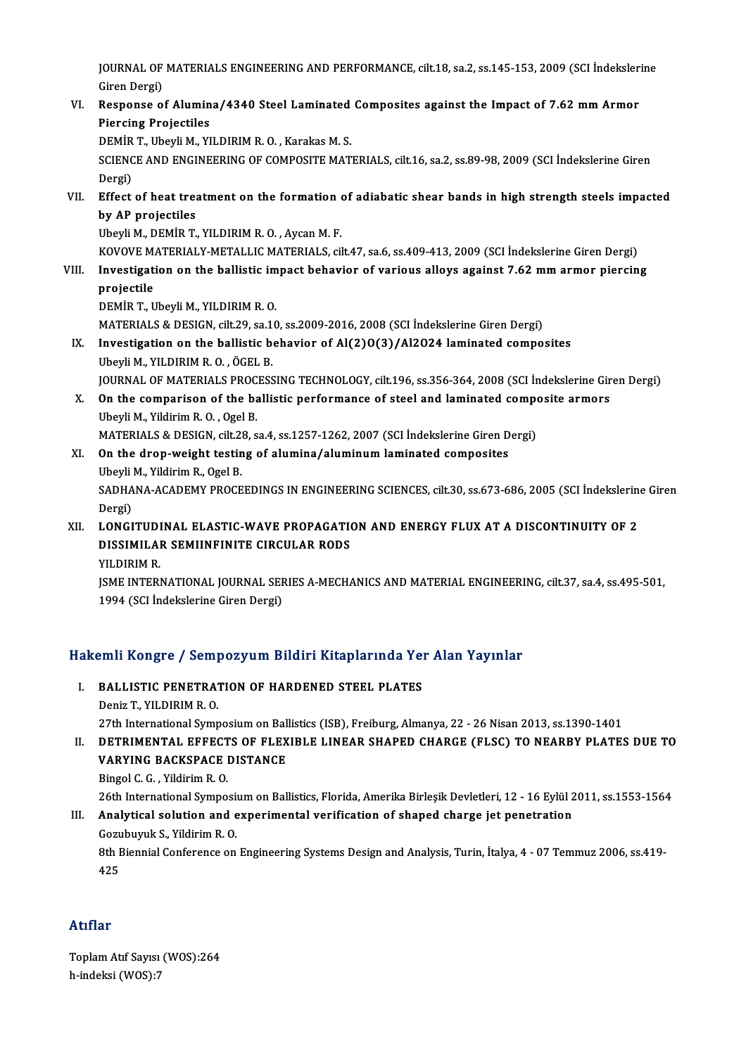JOURNAL OF MATERIALS ENGINEERING AND PERFORMANCE, cilt.18, sa.2, ss.145-153, 2009 (SCI İndekslerine Giren Dergi)

VI. **Response of Alumina/4340 Steel Laminated Composites against the Impact of 7.62 mm Armor Piercing Projectiles**
DEMİR T., Ubeyli M., YILDIRIM R. O. , Karakas M. S.
SCIENCE AND ENGINEERING OF COMPOSITE MATERIALS, cilt.16, sa.2, ss.89-98, 2009 (SCI İndekslerine Giren Dergi)

VII. **Effect of heat treatment on the formation of adiabatic shear bands in high strength steels impacted by AP projectiles**
Ubeyli M., DEMİR T., YILDIRIM R. O. , Aycan M. F.
KOVOVE MATERIALY-METALLIC MATERIALS, cilt.47, sa.6, ss.409-413, 2009 (SCI İndekslerine Giren Dergi)

VIII. **Investigation on the ballistic impact behavior of various alloys against 7.62 mm armor piercing projectile**
DEMİR T., Ubeyli M., YILDIRIM R. O.
MATERIALS & DESIGN, cilt.29, sa.10, ss.2009-2016, 2008 (SCI İndekslerine Giren Dergi)

IX. **Investigation on the ballistic behavior of $Al(2)O(3)$/Al2024 laminated composites**
Ubeyli M., YILDIRIM R. O. , ÖGEL B.
JOURNAL OF MATERIALS PROCESSING TECHNOLOGY, cilt.196, ss.356-364, 2008 (SCI İndekslerine Giren Dergi)

X. **On the comparison of the ballistic performance of steel and laminated composite armors**
Ubeyli M., Yildirim R. O. , Ogel B.
MATERIALS & DESIGN, cilt.28, sa.4, ss.1257-1262, 2007 (SCI İndekslerine Giren Dergi)

XI. **On the drop-weight testing of alumina/aluminum laminated composites**
Ubeyli M., Yildirim R., Ogel B.
SADHANA-ACADEMY PROCEEDINGS IN ENGINEERING SCIENCES, cilt.30, ss.673-686, 2005 (SCI İndekslerine Giren Dergi)

XII. **LONGITUDINAL ELASTIC-WAVE PROPAGATION AND ENERGY FLUX AT A DISCONTINUITY OF 2 DISSIMILAR SEMIINFINITE CIRCULAR RODS**
YILDIRIM R.
JSME INTERNATIONAL JOURNAL SERIES A-MECHANICS AND MATERIAL ENGINEERING, cilt.37, sa.4, ss.495-501, 1994 (SCI İndekslerine Giren Dergi)

## Hakemli Kongre / Sempozyum Bildiri Kitaplarında Yer Alan Yayınlar

I. **BALLISTIC PENETRATION OF HARDENED STEEL PLATES**
Deniz T., YILDIRIM R. O.
27th International Symposium on Ballistics (ISB), Freiburg, Almanya, 22 - 26 Nisan 2013, ss.1390-1401

II. **DETRIMENTAL EFFECTS OF FLEXIBLE LINEAR SHAPED CHARGE (FLSC) TO NEARBY PLATES DUE TO VARYING BACKSPACE DISTANCE**
Bingol C. G. , Yildirim R. O.
26th International Symposium on Ballistics, Florida, Amerika Birleşik Devletleri, 12 - 16 Eylül 2011, ss.1553-1564

III. **Analytical solution and experimental verification of shaped charge jet penetration**
Gozubuyuk S., Yildirim R. O.
8th Biennial Conference on Engineering Systems Design and Analysis, Turin, İtalya, 4 - 07 Temmuz 2006, ss.419-425

## Atıflar

Toplam Atıf Sayısı (WOS):264
h-indeksi (WOS):7